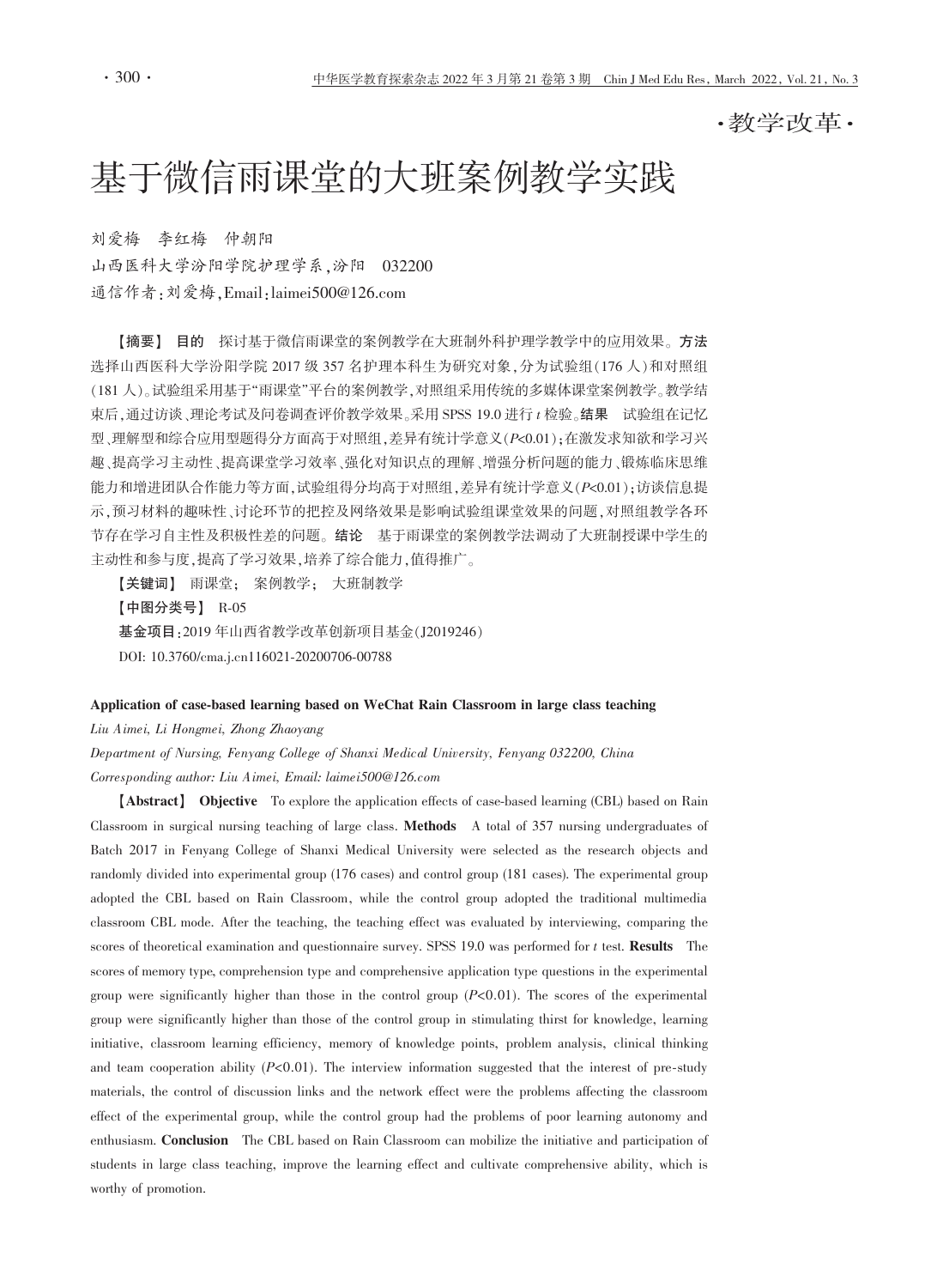·教学改革·

# 基于微信雨课堂的大班案例教学实践

刘爱梅　李红梅　仲朝阳

山西医科大学汾阳学院护理学系，汾阳　032200

通信作者：刘爱梅，Email：laimei500@126.com

**【摘要】　目的**　探讨基于微信雨课堂的案例教学在大班制外科护理学教学中的应用效果。**方法**　选择山西医科大学汾阳学院 2017 级 357 名护理本科生为研究对象，分为试验组（176 人）和对照组（181 人）。试验组采用基于“雨课堂”平台的案例教学，对照组采用传统的多媒体课堂案例教学。教学结束后，通过访谈、理论考试及问卷调查评价教学效果。采用 SPSS 19.0 进行 $t$ 检验。**结果**　试验组在记忆型、理解型和综合应用型题得分方面高于对照组，差异有统计学意义（$P<0.01$）；在激发求知欲和学习兴趣、提高学习主动性、提高课堂学习效率、强化对知识点的理解、增强分析问题的能力、锻炼临床思维能力和增进团队合作能力等方面，试验组得分均高于对照组，差异有统计学意义（$P<0.01$）；访谈信息提示，预习材料的趣味性、讨论环节的把控及网络效果是影响试验组课堂效果的问题，对照组教学各环节存在学习自主性及积极性差的问题。**结论**　基于雨课堂的案例教学法调动了大班制授课中学生的主动性和参与度，提高了学习效果，培养了综合能力，值得推广。

**【关键词】**　雨课堂；　案例教学；　大班制教学

**【中图分类号】**　R-05

**基金项目**：2019 年山西省教学改革创新项目基金（J2019246）

DOI: 10.3760/cma.j.cn116021-20200706-00788

**Application of case-based learning based on WeChat Rain Classroom in large class teaching**

*Liu Aimei, Li Hongmei, Zhong Zhaoyang*

*Department of Nursing, Fenyang College of Shanxi Medical University, Fenyang 032200, China*

*Corresponding author: Liu Aimei, Email: laimei500@126.com*

**【Abstract】　Objective**　To explore the application effects of case-based learning (CBL) based on Rain Classroom in surgical nursing teaching of large class. **Methods**　A total of 357 nursing undergraduates of Batch 2017 in Fenyang College of Shanxi Medical University were selected as the research objects and randomly divided into experimental group (176 cases) and control group (181 cases). The experimental group adopted the CBL based on Rain Classroom, while the control group adopted the traditional multimedia classroom CBL mode. After the teaching, the teaching effect was evaluated by interviewing, comparing the scores of theoretical examination and questionnaire survey. SPSS 19.0 was performed for $t$ test. **Results**　The scores of memory type, comprehension type and comprehensive application type questions in the experimental group were significantly higher than those in the control group ($P<0.01$). The scores of the experimental group were significantly higher than those of the control group in stimulating thirst for knowledge, learning initiative, classroom learning efficiency, memory of knowledge points, problem analysis, clinical thinking and team cooperation ability ($P<0.01$). The interview information suggested that the interest of pre-study materials, the control of discussion links and the network effect were the problems affecting the classroom effect of the experimental group, while the control group had the problems of poor learning autonomy and enthusiasm. **Conclusion**　The CBL based on Rain Classroom can mobilize the initiative and participation of students in large class teaching, improve the learning effect and cultivate comprehensive ability, which is worthy of promotion.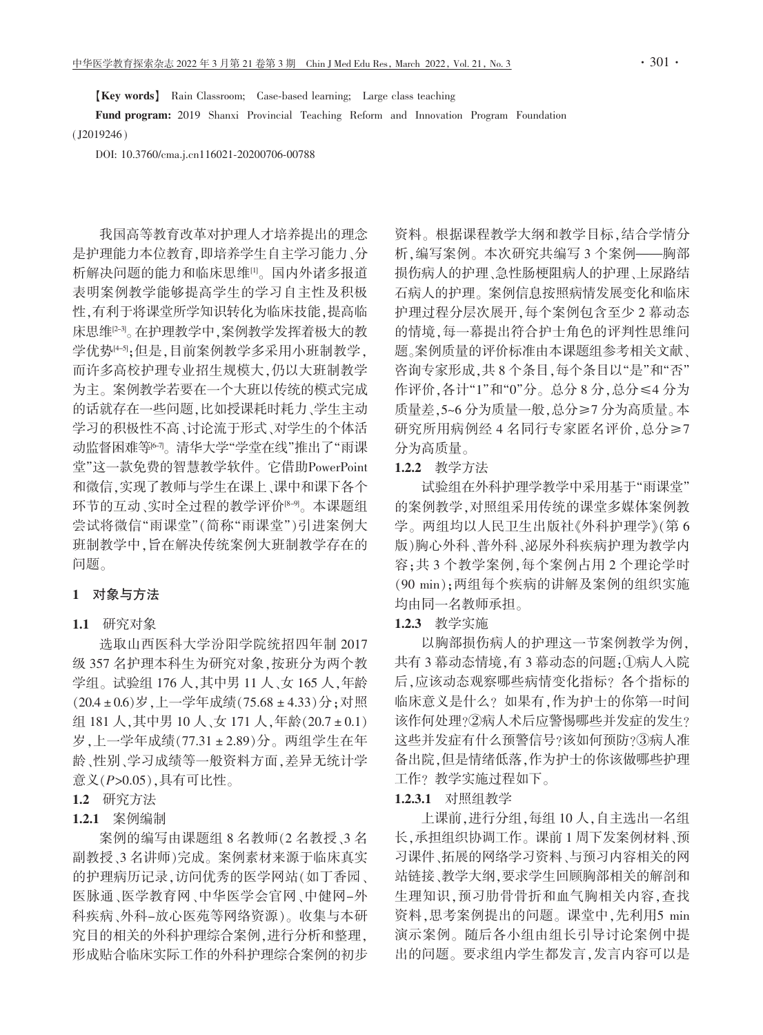【Key words】 Rain Classroom; Case-based learning; Large class teaching

**Fund program:** 2019 Shanxi Provincial Teaching Reform and Innovation Program Foundation (J2019246)

DOI: 10.3760/cma.j.cn116021-20200706-00788

我国高等教育改革对护理人才培养提出的理念是护理能力本位教育，即培养学生自主学习能力、分析解决问题的能力和临床思维[1]。国内外诸多报道表明案例教学能够提高学生的学习自主性及积极性，有利于将课堂所学知识转化为临床技能，提高临床思维[2-3]。在护理教学中，案例教学发挥着极大的教学优势[4-5]；但是，目前案例教学多采用小班制教学，而许多高校护理专业招生规模大，仍以大班制教学为主。案例教学若要在一个大班以传统的模式完成的话就存在一些问题，比如授课耗时耗力、学生主动学习的积极性不高、讨论流于形式、对学生的个体活动监督困难等[6-7]。清华大学"学堂在线"推出了"雨课堂"这一款免费的智慧教学软件。它借助PowerPoint和微信，实现了教师与学生在课上、课中和课下各个环节的互动、实时全过程的教学评价[8-9]。本课题组尝试将微信"雨课堂"（简称"雨课堂"）引进案例大班制教学中，旨在解决传统案例大班制教学存在的问题。

## 1 对象与方法

### 1.1 研究对象

选取山西医科大学汾阳学院统招四年制 2017 级 357 名护理本科生为研究对象，按班分为两个教学组。试验组 176 人，其中男 11 人、女 165 人，年龄 (20.4 ± 0.6)岁，上一学年成绩(75.68 ± 4.33)分；对照组 181 人，其中男 10 人、女 171 人，年龄(20.7 ± 0.1)岁，上一学年成绩(77.31 ± 2.89)分。两组学生在年龄、性别、学习成绩等一般资料方面，差异无统计学意义($P$>0.05)，具有可比性。

### 1.2 研究方法

#### 1.2.1 案例编制

案例的编写由课题组 8 名教师(2 名教授、3 名副教授、3 名讲师)完成。案例素材来源于临床真实的护理病历记录，访问优秀的医学网站（如丁香园、医脉通、医学教育网、中华医学会官网、中健网-外科疾病、外科-放心医苑等网络资源）。收集与本研究目的相关的外科护理综合案例，进行分析和整理，形成贴合临床实际工作的外科护理综合案例的初步资料。根据课程教学大纲和教学目标，结合学情分析，编写案例。本次研究共编写 3 个案例——胸部损伤病人的护理、急性肠梗阻病人的护理、上尿路结石病人的护理。案例信息按照病情发展变化和临床护理过程分层次展开，每个案例包含至少 2 幕动态的情境，每一幕提出符合护士角色的评判性思维问题。案例质量的评价标准由本课题组参考相关文献、咨询专家形成，共 8 个条目，每个条目以"是"和"否"作评价，各计"1"和"0"分。总分 8 分，总分≤4 分为质量差，5~6 分为质量一般，总分≥7 分为高质量。本研究所用病例经 4 名同行专家匿名评价，总分≥7 分为高质量。

#### 1.2.2 教学方法

试验组在外科护理学教学中采用基于"雨课堂"的案例教学，对照组采用传统的课堂多媒体案例教学。两组均以人民卫生出版社《外科护理学》(第 6 版)胸心外科、普外科、泌尿外科疾病护理为教学内容；共 3 个教学案例，每个案例占用 2 个理论学时(90 min)；两组每个疾病的讲解及案例的组织实施均由同一名教师承担。

#### 1.2.3 教学实施

以胸部损伤病人的护理这一节案例教学为例，共有 3 幕动态情境，有 3 幕动态的问题：①病人入院后，应该动态观察哪些病情变化指标？各个指标的临床意义是什么？如果有，作为护士的你第一时间该作何处理？②病人术后应警惕哪些并发症的发生？这些并发症有什么预警信号？该如何预防？③病人准备出院，但是情绪低落，作为护士的你该做哪些护理工作？教学实施过程如下。

##### 1.2.3.1 对照组教学

上课前，进行分组，每组 10 人，自主选出一名组长，承担组织协调工作。课前 1 周下发案例材料、预习课件、拓展的网络学习资料、与预习内容相关的网站链接、教学大纲，要求学生回顾胸部相关的解剖和生理知识，预习肋骨骨折和血气胸相关内容，查找资料，思考案例提出的问题。课堂中，先利用5 min演示案例。随后各小组由组长引导讨论案例中提出的问题。要求组内学生都发言，发言内容可以是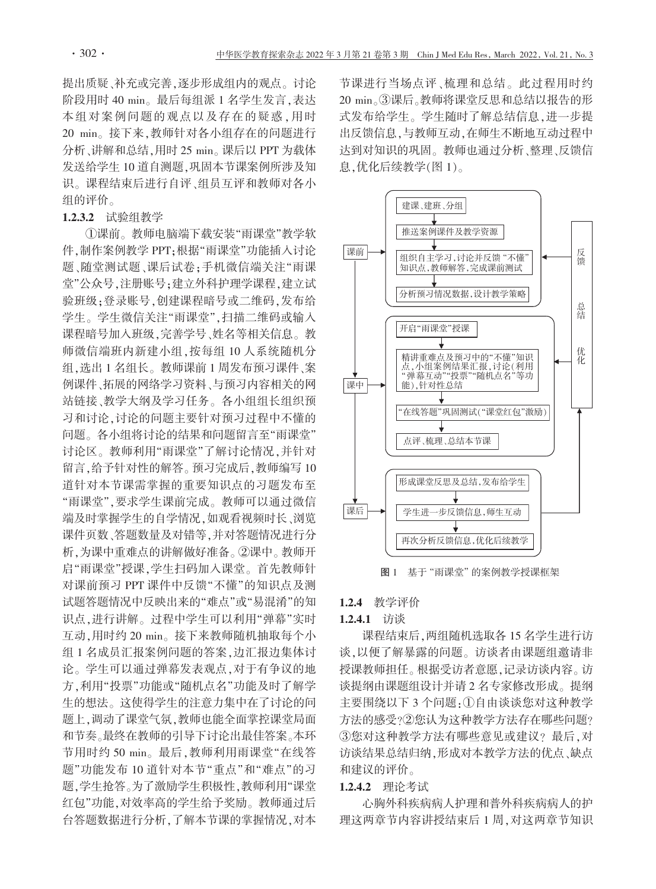提出质疑、补充或完善，逐步形成组内的观点。讨论阶段用时 40 min。最后每组派 1 名学生发言，表达本组对案例问题的观点以及存在的疑惑，用时 20 min。接下来，教师针对各小组存在的问题进行分析、讲解和总结，用时 25 min。课后以 PPT 为载体发送给学生 10 道自测题，巩固本节课案例所涉及知识。课程结束后进行自评、组员互评和教师对各小组的评价。

#### 1.2.3.2 试验组教学

①课前。教师电脑端下载安装"雨课堂"教学软件，制作案例教学 PPT；根据"雨课堂"功能插入讨论题、随堂测试题、课后试卷；手机微信端关注"雨课堂"公众号，注册账号；建立外科护理学课程，建立试验班级；登录账号，创建课程暗号或二维码，发布给学生。学生微信关注"雨课堂"，扫描二维码或输入课程暗号加入班级，完善学号、姓名等相关信息。教师微信端班内新建小组，按每组 10 人系统随机分组，选出 1 名组长。教师课前 1 周发布预习课件、案例课件、拓展的网络学习资料、与预习内容相关的网站链接、教学大纲及学习任务。各小组组长组织预习和讨论，讨论的问题主要针对预习过程中不懂的问题。各小组将讨论的结果和问题留言至"雨课堂"讨论区。教师利用"雨课堂"了解讨论情况，并针对留言，给予针对性的解答。预习完成后，教师编写 10 道针对本节课需掌握的重要知识点的习题发布至"雨课堂"，要求学生课前完成。教师可以通过微信端及时掌握学生的自学情况，如观看视频时长、浏览课件页数、答题数量及对错等，并对答题情况进行分析，为课中重难点的讲解做好准备。②课中。教师开启"雨课堂"授课，学生扫码加入课堂。首先教师针对课前预习 PPT 课件中反馈"不懂"的知识点及测试题答题情况中反映出来的"难点"或"易混淆"的知识点，进行讲解。过程中学生可以利用"弹幕"实时互动，用时约 20 min。接下来教师随机抽取每个小组 1 名成员汇报案例问题的答案，边汇报边集体讨论。学生可以通过弹幕发表观点，对于有争议的地方，利用"投票"功能或"随机点名"功能及时了解学生的想法。这使得学生的注意力集中在了讨论的问题上，调动了课堂气氛，教师也能全面掌控课堂局面和节奏。最终在教师的引导下讨论出最佳答案。本环节用时约 50 min。最后，教师利用雨课堂"在线答题"功能发布 10 道针对本节"重点"和"难点"的习题，学生抢答。为了激励学生积极性，教师利用"课堂红包"功能，对效率高的学生给予奖励。教师通过后台答题数据进行分析，了解本节课的掌握情况，对本节课进行当场点评、梳理和总结。此过程用时约 20 min。③课后。教师将课堂反思和总结以报告的形式发布给学生。学生随时了解总结信息，进一步提出反馈信息，与教师互动，在师生不断地互动过程中达到对知识的巩固。教师也通过分析、整理、反馈信息，优化后续教学（图 1）。

图 1 基于"雨课堂"的案例教学授课框架

### 1.2.4 教学评价

#### 1.2.4.1 访谈

课程结束后，两组随机选取各 15 名学生进行访谈，以便了解暴露的问题。访谈者由课题组邀请非授课教师担任。根据受访者意愿，记录访谈内容。访谈提纲由课题组设计并请 2 名专家修改形成。提纲主要围绕以下 3 个问题：①自由谈谈您对这种教学方法的感受？②您认为这种教学方法存在哪些问题？③您对这种教学方法有哪些意见或建议？最后，对访谈结果总结归纳，形成对本教学方法的优点、缺点和建议的评价。

#### 1.2.4.2 理论考试

心胸外科疾病病人护理和普外科疾病病人的护理这两章节内容讲授结束后 1 周，对这两章节知识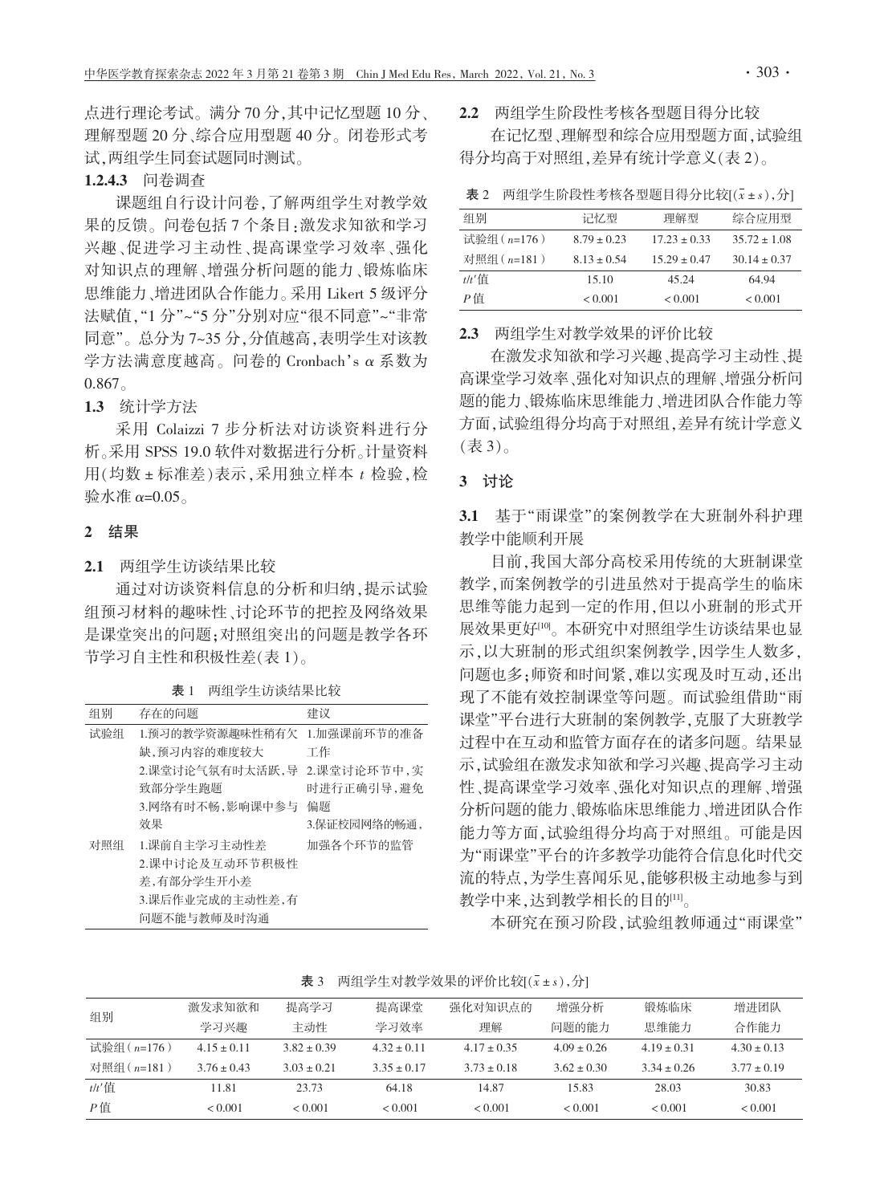点进行理论考试。满分 70 分，其中记忆型题 10 分、理解型题 20 分、综合应用型题 40 分。闭卷形式考试，两组学生同套试题同时测试。

**1.2.4.3** 问卷调查

课题组自行设计问卷，了解两组学生对教学效果的反馈。问卷包括 7 个条目：激发求知欲和学习兴趣、促进学习主动性、提高课堂学习效率、强化对知识点的理解、增强分析问题的能力、锻炼临床思维能力、增进团队合作能力。采用 Likert 5 级评分法赋值，"1 分"~"5 分"分别对应"很不同意"~"非常同意"。总分为 7~35 分，分值越高，表明学生对该教学方法满意度越高。问卷的 Cronbach's $\alpha$ 系数为 0.867。

### 1.3 统计学方法

采用 Colaizzi 7 步分析法对访谈资料进行分析。采用 SPSS 19.0 软件对数据进行分析。计量资料用(均数 ± 标准差)表示，采用独立样本 $t$ 检验，检验水准 $\alpha$=0.05。

## 2 结果

### 2.1 两组学生访谈结果比较

通过对访谈资料信息的分析和归纳，提示试验组预习材料的趣味性、讨论环节的把控及网络效果是课堂突出的问题；对照组突出的问题是教学各环节学习自主性和积极性差(表 1)。

表 1 两组学生访谈结果比较

| 组别 | 存在的问题 | 建议 |
|---|---|---|
| 试验组 | 1.预习的教学资源趣味性稍有欠缺，预习内容的难度较大<br>2.课堂讨论气氛有时太活跃，导致部分学生跑题<br>3.网络有时不畅，影响课中参与效果 | 1.加强课前环节的准备工作<br>2.课堂讨论环节中，实时进行正确引导，避免偏题<br>3.保证校园网络的畅通，加强各个环节的监管 |
| 对照组 | 1.课前自主学习主动性差<br>2.课中讨论及互动环节积极性差，有部分学生开小差<br>3.课后作业完成的主动性差，有问题不能与教师及时沟通 | |

### 2.2 两组学生阶段性考核各型题目得分比较

在记忆型、理解型和综合应用型题方面，试验组得分均高于对照组，差异有统计学意义(表 2)。

表 2 两组学生阶段性考核各型题目得分比较[($\bar{x} \pm s$)，分]

| 组别 | 记忆型 | 理解型 | 综合应用型 |
|---|---|---|---|
| 试验组($n$=176) | 8.79 ± 0.23 | 17.23 ± 0.33 | 35.72 ± 1.08 |
| 对照组($n$=181) | 8.13 ± 0.54 | 15.29 ± 0.47 | 30.14 ± 0.37 |
| $t/t'$值 | 15.10 | 45.24 | 64.94 |
| $P$ 值 | < 0.001 | < 0.001 | < 0.001 |

### 2.3 两组学生对教学效果的评价比较

在激发求知欲和学习兴趣、提高学习主动性、提高课堂学习效率、强化对知识点的理解、增强分析问题的能力、锻炼临床思维能力、增进团队合作能力等方面，试验组得分均高于对照组，差异有统计学意义(表 3)。

表 3 两组学生对教学效果的评价比较[($\bar{x} \pm s$)，分]

| 组别 | 激发求知欲和学习兴趣 | 提高学习主动性 | 提高课堂学习效率 | 强化对知识点的理解 | 增强分析问题的能力 | 锻炼临床思维能力 | 增进团队合作能力 |
|---|---|---|---|---|---|---|---|
| 试验组($n$=176) | 4.15 ± 0.11 | 3.82 ± 0.39 | 4.32 ± 0.11 | 4.17 ± 0.35 | 4.09 ± 0.26 | 4.19 ± 0.31 | 4.30 ± 0.13 |
| 对照组($n$=181) | 3.76 ± 0.43 | 3.03 ± 0.21 | 3.35 ± 0.17 | 3.73 ± 0.18 | 3.62 ± 0.30 | 3.34 ± 0.26 | 3.77 ± 0.19 |
| $t/t'$值 | 11.81 | 23.73 | 64.18 | 14.87 | 15.83 | 28.03 | 30.83 |
| $P$ 值 | < 0.001 | < 0.001 | < 0.001 | < 0.001 | < 0.001 | < 0.001 | < 0.001 |

## 3 讨论

### 3.1 基于"雨课堂"的案例教学在大班制外科护理教学中能顺利开展

目前，我国大部分高校采用传统的大班制课堂教学，而案例教学的引进虽然对于提高学生的临床思维等能力起到一定的作用，但以小班制的形式开展效果更好[10]。本研究中对照组学生访谈结果也显示，以大班制的形式组织案例教学，因学生人数多，问题也多；师资和时间紧，难以实现及时互动，还出现了不能有效控制课堂等问题。而试验组借助"雨课堂"平台进行大班制的案例教学，克服了大班教学过程中在互动和监管方面存在的诸多问题。结果显示，试验组在激发求知欲和学习兴趣、提高学习主动性、提高课堂学习效率、强化对知识点的理解、增强分析问题的能力、锻炼临床思维能力、增进团队合作能力等方面，试验组得分均高于对照组。可能是因为"雨课堂"平台的许多教学功能符合信息化时代交流的特点，为学生喜闻乐见，能够积极主动地参与到教学中来，达到教学相长的目的[11]。

本研究在预习阶段，试验组教师通过"雨课堂"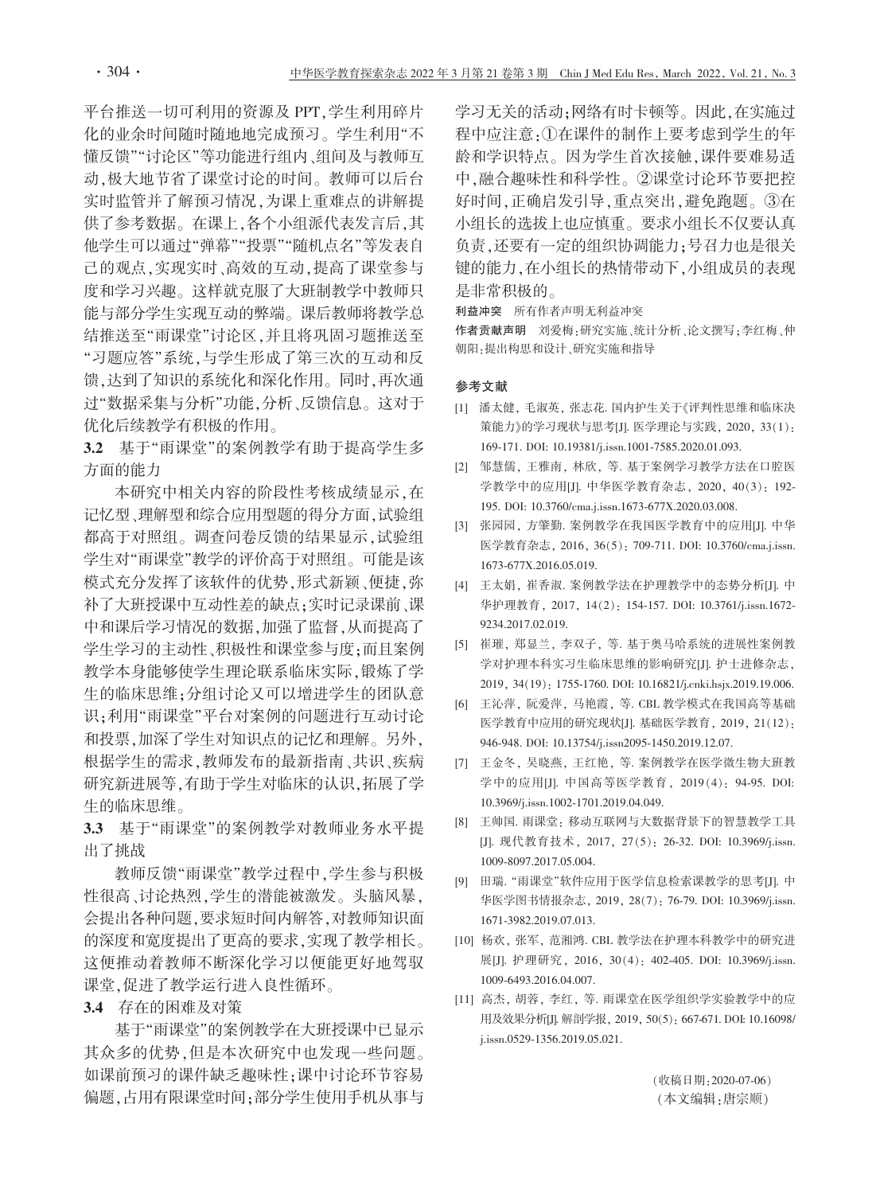平台推送一切可利用的资源及 PPT,学生利用碎片化的业余时间随时随地地完成预习。学生利用“不懂反馈”“讨论区”等功能进行组内、组间及与教师互动,极大地节省了课堂讨论的时间。教师可以后台实时监管并了解预习情况,为课上重难点的讲解提供了参考数据。在课上,各个小组派代表发言后,其他学生可以通过“弹幕”“投票”“随机点名”等发表自己的观点,实现实时、高效的互动,提高了课堂参与度和学习兴趣。这样就克服了大班制教学中教师只能与部分学生实现互动的弊端。课后教师将教学总结推送至“雨课堂”讨论区,并且将巩固习题推送至“习题应答”系统,与学生形成了第三次的互动和反馈,达到了知识的系统化和深化作用。同时,再次通过“数据采集与分析”功能,分析、反馈信息。这对于优化后续教学有积极的作用。

### 3.2 基于“雨课堂”的案例教学有助于提高学生多方面的能力

本研究中相关内容的阶段性考核成绩显示,在记忆型、理解型和综合应用型题的得分方面,试验组都高于对照组。调查问卷反馈的结果显示,试验组学生对“雨课堂”教学的评价高于对照组。可能是该模式充分发挥了该软件的优势,形式新颖、便捷,弥补了大班授课中互动性差的缺点;实时记录课前、课中和课后学习情况的数据,加强了监督,从而提高了学生学习的主动性、积极性和课堂参与度;而且案例教学本身能够使学生理论联系临床实际,锻炼了学生的临床思维;分组讨论又可以增进学生的团队意识;利用“雨课堂”平台对案例的问题进行互动讨论和投票,加深了学生对知识点的记忆和理解。另外,根据学生的需求,教师发布的最新指南、共识、疾病研究新进展等,有助于学生对临床的认识,拓展了学生的临床思维。

### 3.3 基于“雨课堂”的案例教学对教师业务水平提出了挑战

教师反馈“雨课堂”教学过程中,学生参与积极性很高、讨论热烈,学生的潜能被激发。头脑风暴,会提出各种问题,要求短时间内解答,对教师知识面的深度和宽度提出了更高的要求,实现了教学相长。这便推动着教师不断深化学习以便能更好地驾驭课堂,促进了教学运行进入良性循环。

### 3.4 存在的困难及对策

基于“雨课堂”的案例教学在大班授课中已显示其众多的优势,但是本次研究中也发现一些问题。如课前预习的课件缺乏趣味性;课中讨论环节容易偏题,占用有限课堂时间;部分学生使用手机从事与学习无关的活动;网络有时卡顿等。因此,在实施过程中应注意:①在课件的制作上要考虑到学生的年龄和学识特点。因为学生首次接触,课件要难易适中,融合趣味性和科学性。②课堂讨论环节要把控好时间,正确启发引导,重点突出,避免跑题。③在小组长的选拔上也应慎重。要求小组长不仅要认真负责,还要有一定的组织协调能力;号召力也是很关键的能力,在小组长的热情带动下,小组成员的表现是非常积极的。

**利益冲突** 所有作者声明无利益冲突

**作者贡献声明** 刘爱梅:研究实施、统计分析、论文撰写;李红梅、仲朝阳:提出构思和设计、研究实施和指导

## 参考文献

[1] 潘太健, 毛淑英, 张志花. 国内护生关于《评判性思维和临床决策能力》的学习现状与思考[J]. 医学理论与实践, 2020, 33(1): 169-171. DOI: 10.19381/j.issn.1001-7585.2020.01.093.

[2] 邹慧儒, 王雅南, 林欣, 等. 基于案例学习教学方法在口腔医学教学中的应用[J]. 中华医学教育杂志, 2020, 40(3): 192-195. DOI: 10.3760/cma.j.issn.1673-677X.2020.03.008.

[3] 张园园, 方肇勤. 案例教学在我国医学教育中的应用[J]. 中华医学教育杂志, 2016, 36(5): 709-711. DOI: 10.3760/cma.j.issn.1673-677X.2016.05.019.

[4] 王太娟, 崔香淑. 案例教学法在护理教学中的态势分析[J]. 中华护理教育, 2017, 14(2): 154-157. DOI: 10.3761/j.issn.1672-9234.2017.02.019.

[5] 崔璀, 郑显兰, 李双子, 等. 基于奥马哈系统的进展性案例教学对护理本科实习生临床思维的影响研究[J]. 护士进修杂志, 2019, 34(19): 1755-1760. DOI: 10.16821/j.cnki.hsjx.2019.19.006.

[6] 王沁萍, 阮爱萍, 马艳霞, 等. CBL 教学模式在我国高等基础医学教育中应用的研究现状[J]. 基础医学教育, 2019, 21(12): 946-948. DOI: 10.13754/j.issn2095-1450.2019.12.07.

[7] 王金冬, 吴晓燕, 王红艳, 等. 案例教学在医学微生物大班教学中的应用[J]. 中国高等医学教育, 2019(4): 94-95. DOI: 10.3969/j.issn.1002-1701.2019.04.049.

[8] 王帅国. 雨课堂: 移动互联网与大数据背景下的智慧教学工具[J]. 现代教育技术, 2017, 27(5): 26-32. DOI: 10.3969/j.issn.1009-8097.2017.05.004.

[9] 田瑞. “雨课堂”软件应用于医学信息检索课教学的思考[J]. 中华医学图书情报杂志, 2019, 28(7): 76-79. DOI: 10.3969/j.issn.1671-3982.2019.07.013.

[10] 杨欢, 张军, 范湘鸿. CBL 教学法在护理本科教学中的研究进展[J]. 护理研究, 2016, 30(4): 402-405. DOI: 10.3969/j.issn.1009-6493.2016.04.007.

[11] 高杰, 胡蓉, 李红, 等. 雨课堂在医学组织学实验教学中的应用及效果分析[J]. 解剖学报, 2019, 50(5): 667-671. DOI: 10.16098/j.issn.0529-1356.2019.05.021.

(收稿日期:2020-07-06)
(本文编辑:唐宗顺)